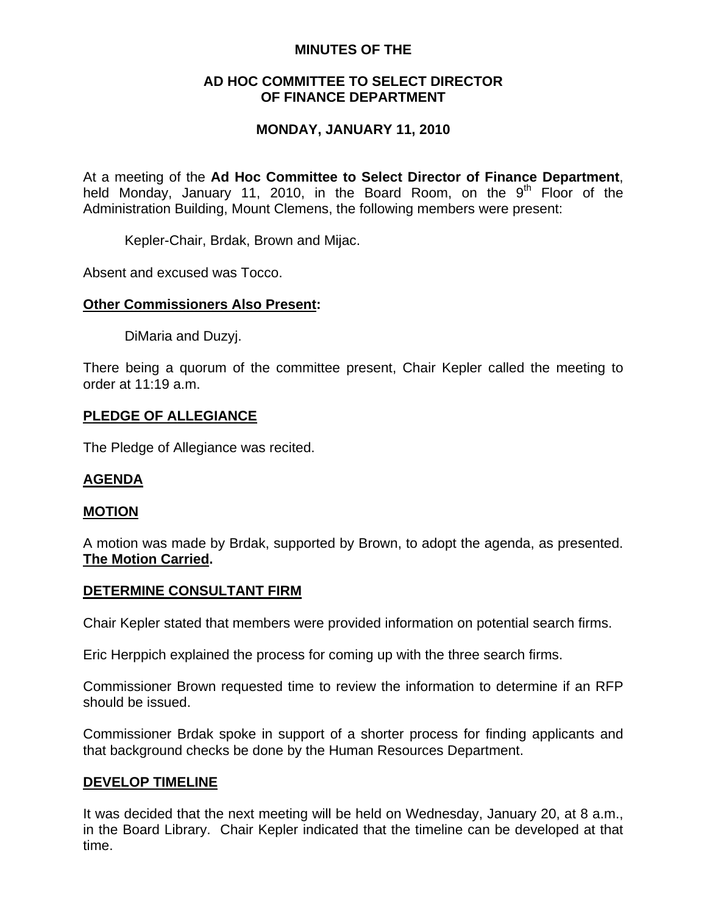# MINUTES OF THE

## AD HOC COMMITTEE TO SELECT DIRECTOR OF FINANCE DEPARTMENT

### MONDAY, JANUARY 11, 2010

At a meeting of the **Ad Hoc Committee to Select Director of Finance Department**, held Monday, January 11, 2010, in the Board Room, on the 9th Floor of the Administration Building, Mount Clemens, the following members were present:

Kepler-Chair, Brdak, Brown and Mijac.

Absent and excused was Tocco.

**Other Commissioners Also Present:**

DiMaria and Duzyj.

There being a quorum of the committee present, Chair Kepler called the meeting to order at 11:19 a.m.

**PLEDGE OF ALLEGIANCE**

The Pledge of Allegiance was recited.

**AGENDA**

**MOTION**

A motion was made by Brdak, supported by Brown, to adopt the agenda, as presented. **The Motion Carried.**

**DETERMINE CONSULTANT FIRM**

Chair Kepler stated that members were provided information on potential search firms.

Eric Herppich explained the process for coming up with the three search firms.

Commissioner Brown requested time to review the information to determine if an RFP should be issued.

Commissioner Brdak spoke in support of a shorter process for finding applicants and that background checks be done by the Human Resources Department.

**DEVELOP TIMELINE**

It was decided that the next meeting will be held on Wednesday, January 20, at 8 a.m., in the Board Library. Chair Kepler indicated that the timeline can be developed at that time.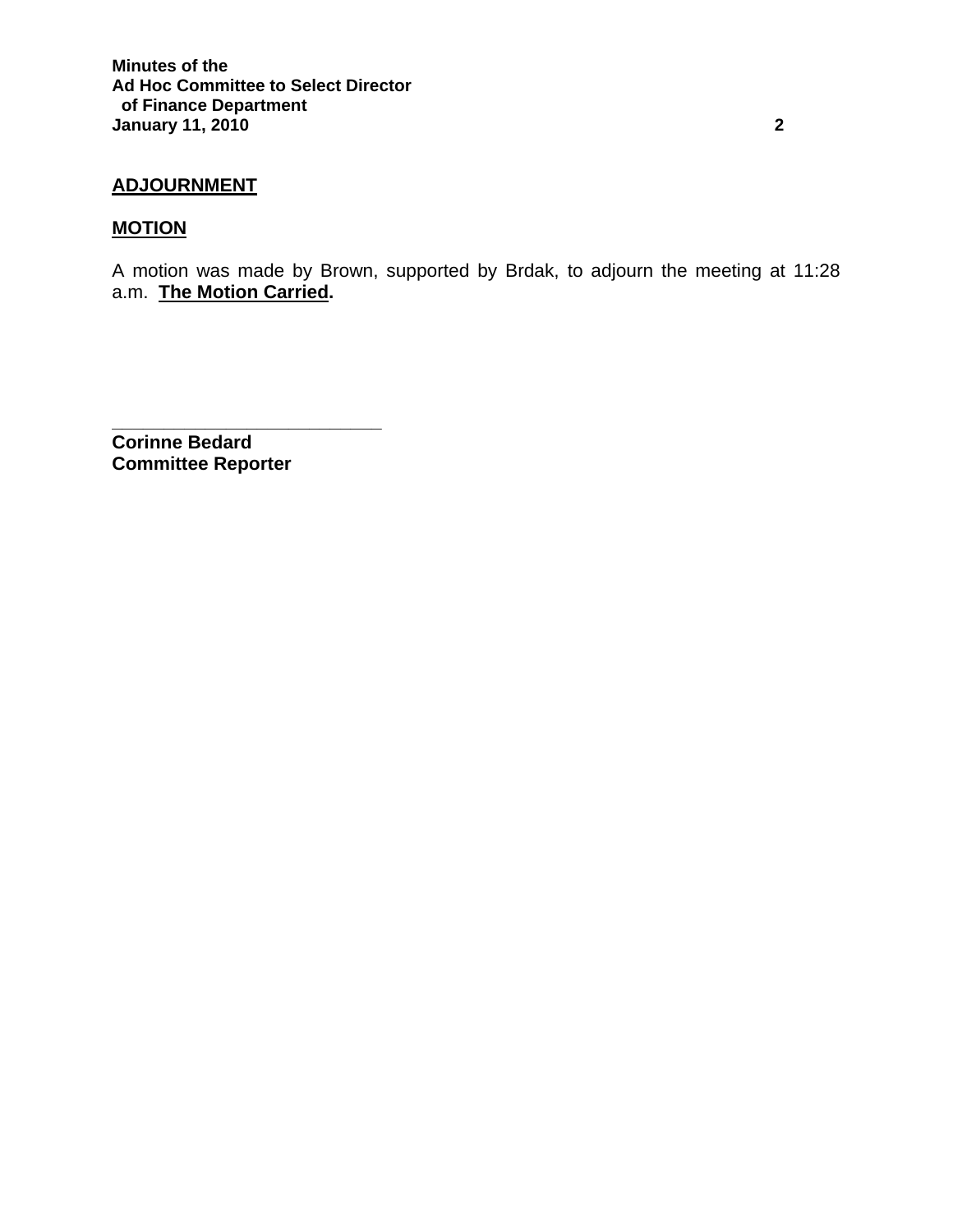**ADJOURNMENT**

**MOTION**

A motion was made by Brown, supported by Brdak, to adjourn the meeting at 11:28 a.m. **The Motion Carried.**

\_\_\_\_\_\_\_\_\_\_\_\_\_\_\_\_\_\_\_\_\_\_\_\_\_\_\_

**Corinne Bedard**
**Committee Reporter**